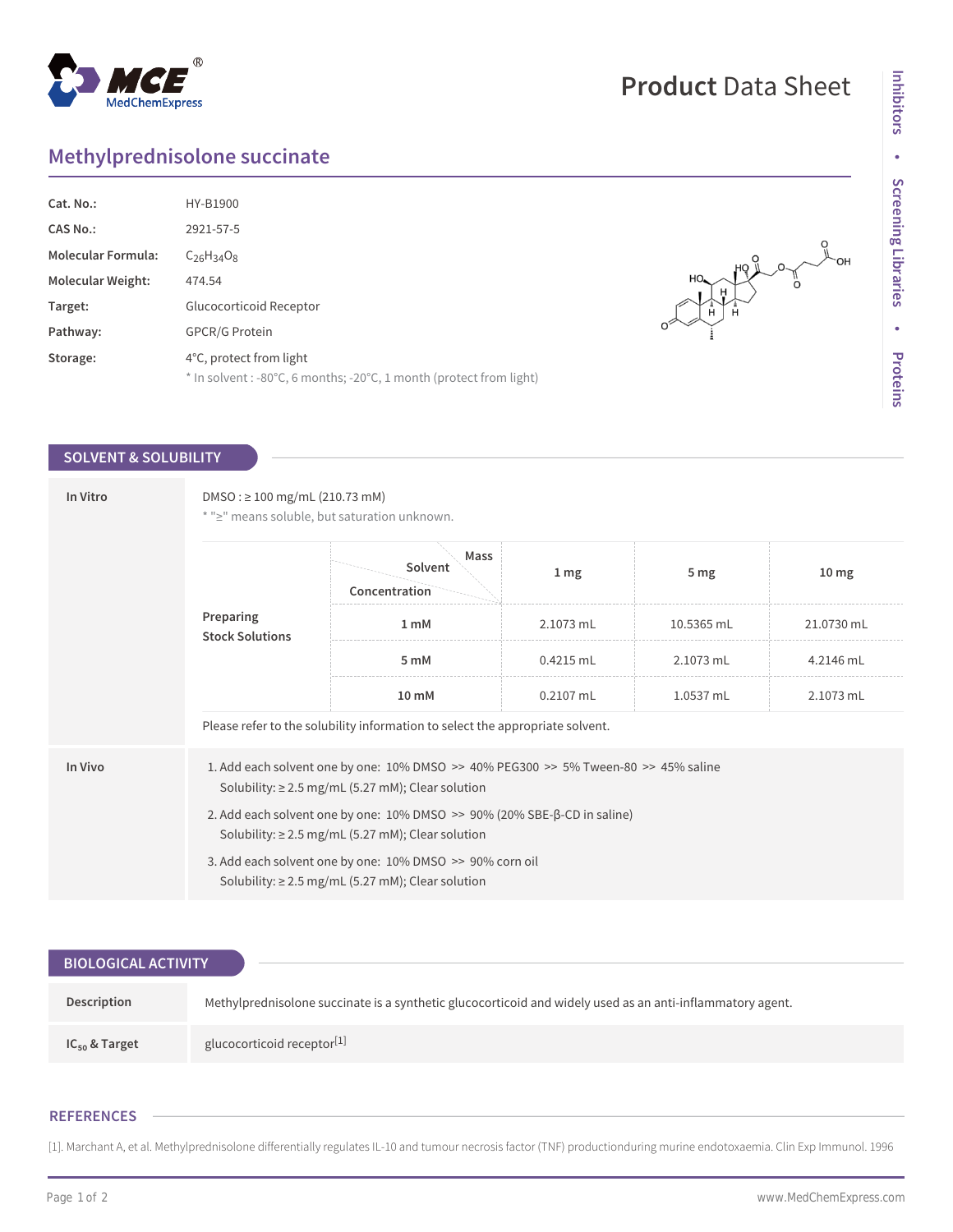# Methylprednisolone succinate

| | |
|---|---|
| **Cat. No.:** | HY-B1900 |
| **CAS No.:** | 2921-57-5 |
| **Molecular Formula:** | $C_{26}H_{34}O_8$ |
| **Molecular Weight:** | 474.54 |
| **Target:** | Glucocorticoid Receptor |
| **Pathway:** | GPCR/G Protein |
| **Storage:** | 4°C, protect from light<br>* In solvent : -80°C, 6 months; -20°C, 1 month (protect from light) |

## SOLVENT & SOLUBILITY

**In Vitro**

DMSO : ≥ 100 mg/mL (210.73 mM)

* "≥" means soluble, but saturation unknown.

**Preparing Stock Solutions**

| Concentration / Solvent / Mass | 1 mg | 5 mg | 10 mg |
|---|---|---|---|
| 1 mM | 2.1073 mL | 10.5365 mL | 21.0730 mL |
| 5 mM | 0.4215 mL | 2.1073 mL | 4.2146 mL |
| 10 mM | 0.2107 mL | 1.0537 mL | 2.1073 mL |

Please refer to the solubility information to select the appropriate solvent.

**In Vivo**

1. Add each solvent one by one: 10% DMSO >> 40% PEG300 >> 5% Tween-80 >> 45% saline
   Solubility: ≥ 2.5 mg/mL (5.27 mM); Clear solution
2. Add each solvent one by one: 10% DMSO >> 90% (20% SBE-β-CD in saline)
   Solubility: ≥ 2.5 mg/mL (5.27 mM); Clear solution
3. Add each solvent one by one: 10% DMSO >> 90% corn oil
   Solubility: ≥ 2.5 mg/mL (5.27 mM); Clear solution

## BIOLOGICAL ACTIVITY

| | |
|---|---|
| **Description** | Methylprednisolone succinate is a synthetic glucocorticoid and widely used as an anti-inflammatory agent. |
| **$IC_{50}$ & Target** | glucocorticoid receptor[1] |

## REFERENCES

[1]. Marchant A, et al. Methylprednisolone differentially regulates IL-10 and tumour necrosis factor (TNF) productionduring murine endotoxaemia. Clin Exp Immunol. 1996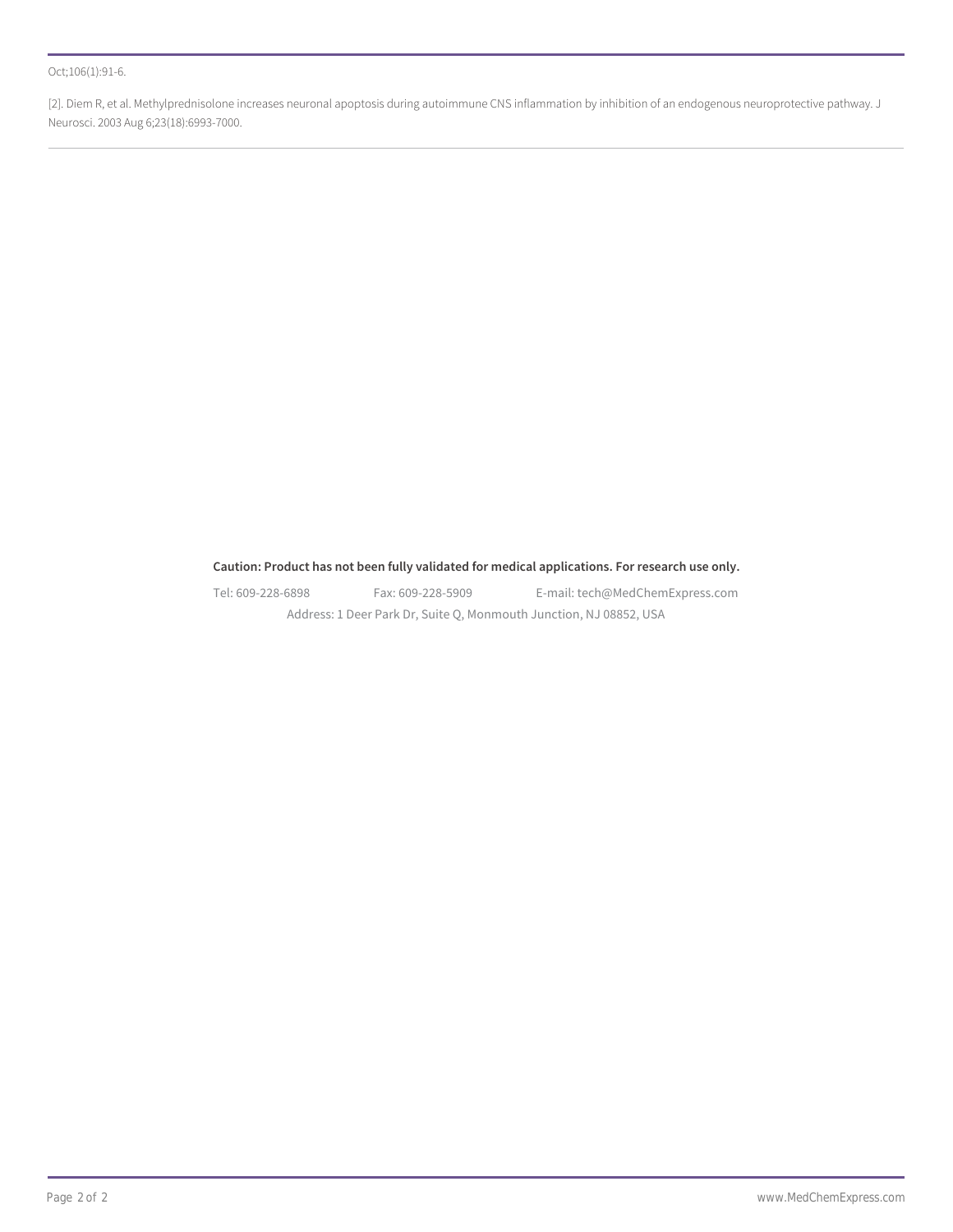Oct;106(1):91-6.

[2]. Diem R, et al. Methylprednisolone increases neuronal apoptosis during autoimmune CNS inflammation by inhibition of an endogenous neuroprotective pathway. J Neurosci. 2003 Aug 6;23(18):6993-7000.

**Caution: Product has not been fully validated for medical applications. For research use only.**

Tel: 609-228-6898 Fax: 609-228-5909 E-mail: tech@MedChemExpress.com

Address: 1 Deer Park Dr, Suite Q, Monmouth Junction, NJ 08852, USA